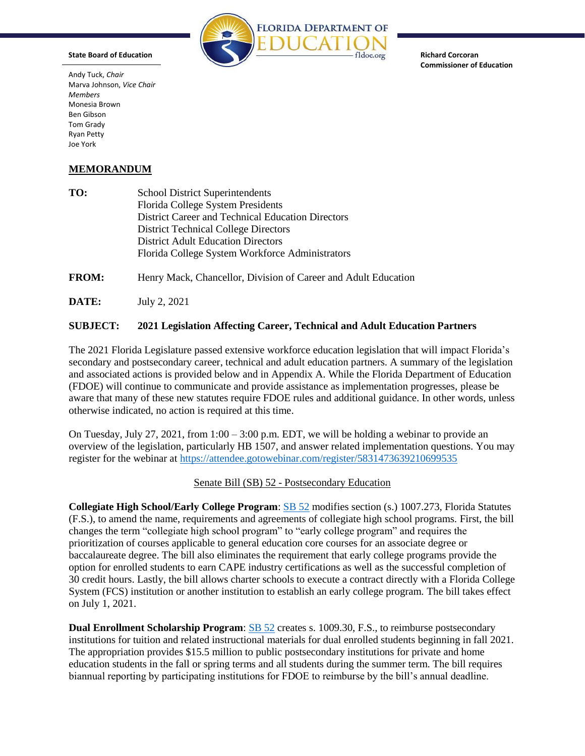**FLORIDA DEPARTMENT OF EDUCATION**
fldoe.org

**State Board of Education**

Andy Tuck, *Chair*
Marva Johnson, *Vice Chair*
*Members*
Monesia Brown
Ben Gibson
Tom Grady
Ryan Petty
Joe York

**Richard Corcoran**
**Commissioner of Education**

## MEMORANDUM

**TO:** School District Superintendents
Florida College System Presidents
District Career and Technical Education Directors
District Technical College Directors
District Adult Education Directors
Florida College System Workforce Administrators

**FROM:** Henry Mack, Chancellor, Division of Career and Adult Education

**DATE:** July 2, 2021

**SUBJECT: 2021 Legislation Affecting Career, Technical and Adult Education Partners**

The 2021 Florida Legislature passed extensive workforce education legislation that will impact Florida's secondary and postsecondary career, technical and adult education partners. A summary of the legislation and associated actions is provided below and in Appendix A. While the Florida Department of Education (FDOE) will continue to communicate and provide assistance as implementation progresses, please be aware that many of these new statutes require FDOE rules and additional guidance. In other words, unless otherwise indicated, no action is required at this time.

On Tuesday, July 27, 2021, from 1:00 – 3:00 p.m. EDT, we will be holding a webinar to provide an overview of the legislation, particularly HB 1507, and answer related implementation questions. You may register for the webinar at https://attendee.gotowebinar.com/register/5831473639210699535

### Senate Bill (SB) 52 - Postsecondary Education

**Collegiate High School/Early College Program**: SB 52 modifies section (s.) 1007.273, Florida Statutes (F.S.), to amend the name, requirements and agreements of collegiate high school programs. First, the bill changes the term "collegiate high school program" to "early college program" and requires the prioritization of courses applicable to general education core courses for an associate degree or baccalaureate degree. The bill also eliminates the requirement that early college programs provide the option for enrolled students to earn CAPE industry certifications as well as the successful completion of 30 credit hours. Lastly, the bill allows charter schools to execute a contract directly with a Florida College System (FCS) institution or another institution to establish an early college program. The bill takes effect on July 1, 2021.

**Dual Enrollment Scholarship Program**: SB 52 creates s. 1009.30, F.S., to reimburse postsecondary institutions for tuition and related instructional materials for dual enrolled students beginning in fall 2021. The appropriation provides $15.5 million to public postsecondary institutions for private and home education students in the fall or spring terms and all students during the summer term. The bill requires biannual reporting by participating institutions for FDOE to reimburse by the bill's annual deadline.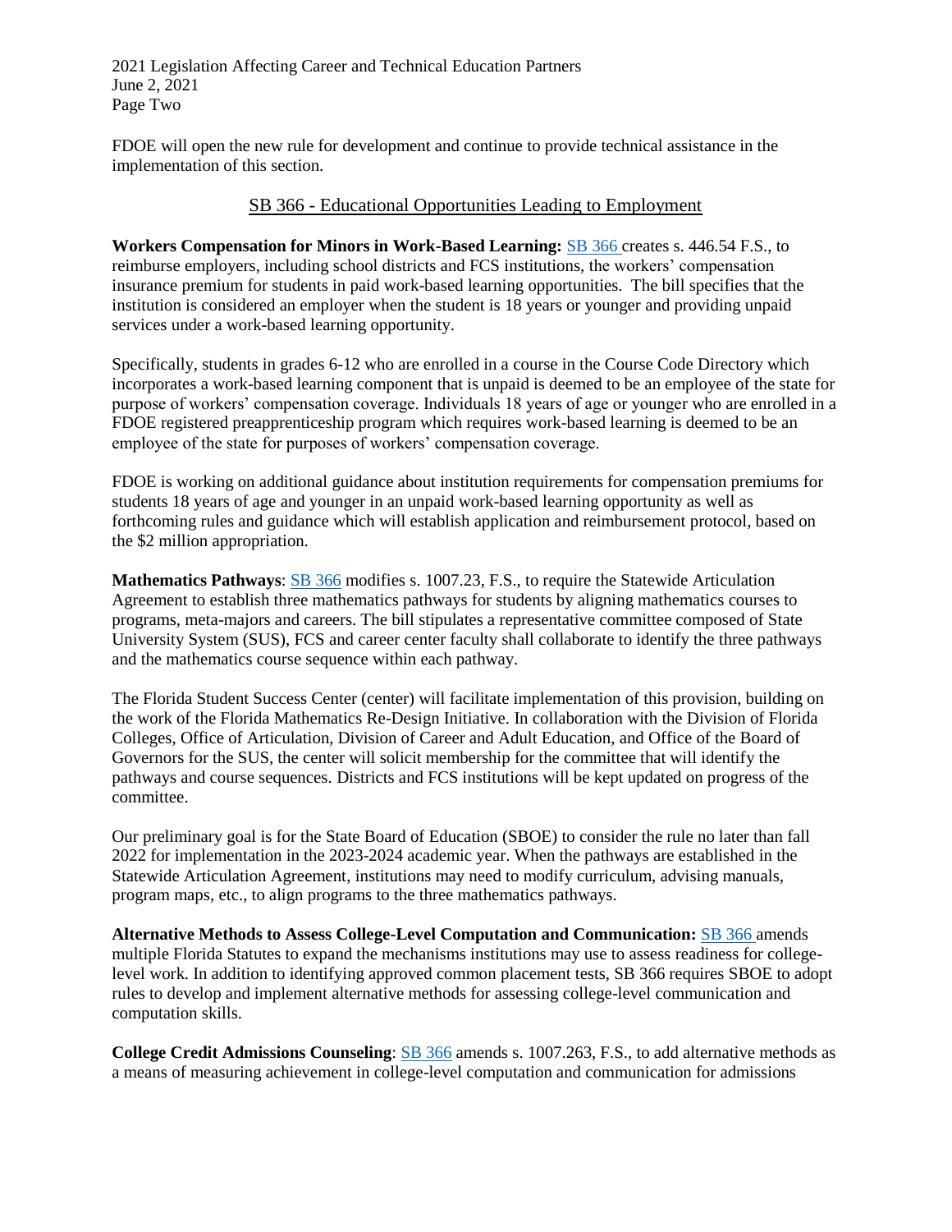FDOE will open the new rule for development and continue to provide technical assistance in the implementation of this section.

## SB 366 - Educational Opportunities Leading to Employment

**Workers Compensation for Minors in Work-Based Learning:** SB 366 creates s. 446.54 F.S., to reimburse employers, including school districts and FCS institutions, the workers' compensation insurance premium for students in paid work-based learning opportunities. The bill specifies that the institution is considered an employer when the student is 18 years or younger and providing unpaid services under a work-based learning opportunity.

Specifically, students in grades 6-12 who are enrolled in a course in the Course Code Directory which incorporates a work-based learning component that is unpaid is deemed to be an employee of the state for purpose of workers' compensation coverage. Individuals 18 years of age or younger who are enrolled in a FDOE registered preapprenticeship program which requires work-based learning is deemed to be an employee of the state for purposes of workers' compensation coverage.

FDOE is working on additional guidance about institution requirements for compensation premiums for students 18 years of age and younger in an unpaid work-based learning opportunity as well as forthcoming rules and guidance which will establish application and reimbursement protocol, based on the $2 million appropriation.

**Mathematics Pathways**: SB 366 modifies s. 1007.23, F.S., to require the Statewide Articulation Agreement to establish three mathematics pathways for students by aligning mathematics courses to programs, meta-majors and careers. The bill stipulates a representative committee composed of State University System (SUS), FCS and career center faculty shall collaborate to identify the three pathways and the mathematics course sequence within each pathway.

The Florida Student Success Center (center) will facilitate implementation of this provision, building on the work of the Florida Mathematics Re-Design Initiative. In collaboration with the Division of Florida Colleges, Office of Articulation, Division of Career and Adult Education, and Office of the Board of Governors for the SUS, the center will solicit membership for the committee that will identify the pathways and course sequences. Districts and FCS institutions will be kept updated on progress of the committee.

Our preliminary goal is for the State Board of Education (SBOE) to consider the rule no later than fall 2022 for implementation in the 2023-2024 academic year. When the pathways are established in the Statewide Articulation Agreement, institutions may need to modify curriculum, advising manuals, program maps, etc., to align programs to the three mathematics pathways.

**Alternative Methods to Assess College-Level Computation and Communication:** SB 366 amends multiple Florida Statutes to expand the mechanisms institutions may use to assess readiness for college-level work. In addition to identifying approved common placement tests, SB 366 requires SBOE to adopt rules to develop and implement alternative methods for assessing college-level communication and computation skills.

**College Credit Admissions Counseling**: SB 366 amends s. 1007.263, F.S., to add alternative methods as a means of measuring achievement in college-level computation and communication for admissions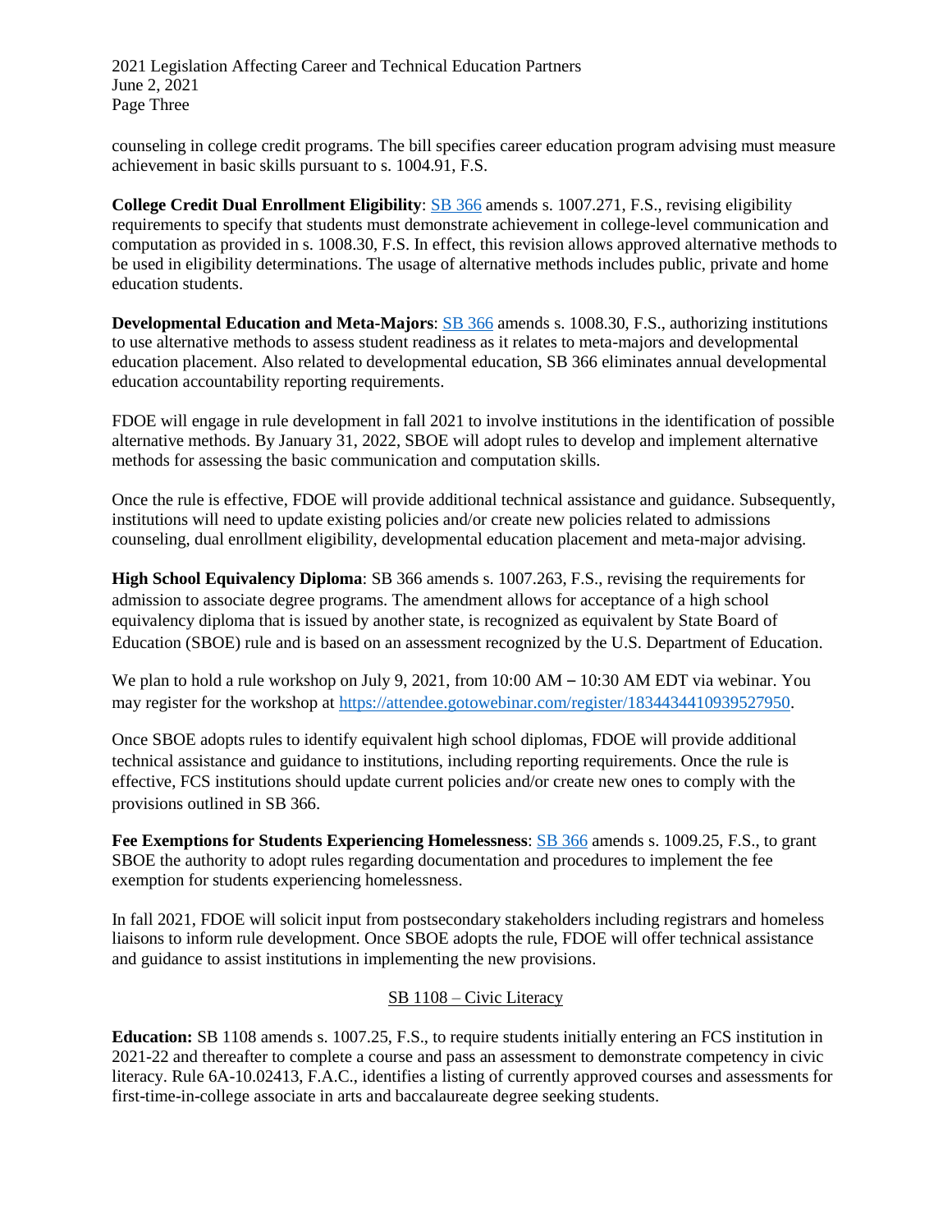counseling in college credit programs. The bill specifies career education program advising must measure achievement in basic skills pursuant to s. 1004.91, F.S.

**College Credit Dual Enrollment Eligibility**: [SB 366](SB 366) amends s. 1007.271, F.S., revising eligibility requirements to specify that students must demonstrate achievement in college-level communication and computation as provided in s. 1008.30, F.S. In effect, this revision allows approved alternative methods to be used in eligibility determinations. The usage of alternative methods includes public, private and home education students.

**Developmental Education and Meta-Majors**: [SB 366](SB 366) amends s. 1008.30, F.S., authorizing institutions to use alternative methods to assess student readiness as it relates to meta-majors and developmental education placement. Also related to developmental education, SB 366 eliminates annual developmental education accountability reporting requirements.

FDOE will engage in rule development in fall 2021 to involve institutions in the identification of possible alternative methods. By January 31, 2022, SBOE will adopt rules to develop and implement alternative methods for assessing the basic communication and computation skills.

Once the rule is effective, FDOE will provide additional technical assistance and guidance. Subsequently, institutions will need to update existing policies and/or create new policies related to admissions counseling, dual enrollment eligibility, developmental education placement and meta-major advising.

**High School Equivalency Diploma**: SB 366 amends s. 1007.263, F.S., revising the requirements for admission to associate degree programs. The amendment allows for acceptance of a high school equivalency diploma that is issued by another state, is recognized as equivalent by State Board of Education (SBOE) rule and is based on an assessment recognized by the U.S. Department of Education.

We plan to hold a rule workshop on July 9, 2021, from 10:00 AM – 10:30 AM EDT via webinar. You may register for the workshop at https://attendee.gotowebinar.com/register/1834434410939527950.

Once SBOE adopts rules to identify equivalent high school diplomas, FDOE will provide additional technical assistance and guidance to institutions, including reporting requirements. Once the rule is effective, FCS institutions should update current policies and/or create new ones to comply with the provisions outlined in SB 366.

**Fee Exemptions for Students Experiencing Homelessness**: [SB 366](SB 366) amends s. 1009.25, F.S., to grant SBOE the authority to adopt rules regarding documentation and procedures to implement the fee exemption for students experiencing homelessness.

In fall 2021, FDOE will solicit input from postsecondary stakeholders including registrars and homeless liaisons to inform rule development. Once SBOE adopts the rule, FDOE will offer technical assistance and guidance to assist institutions in implementing the new provisions.

## SB 1108 – Civic Literacy

**Education:** SB 1108 amends s. 1007.25, F.S., to require students initially entering an FCS institution in 2021-22 and thereafter to complete a course and pass an assessment to demonstrate competency in civic literacy. Rule 6A-10.02413, F.A.C., identifies a listing of currently approved courses and assessments for first-time-in-college associate in arts and baccalaureate degree seeking students.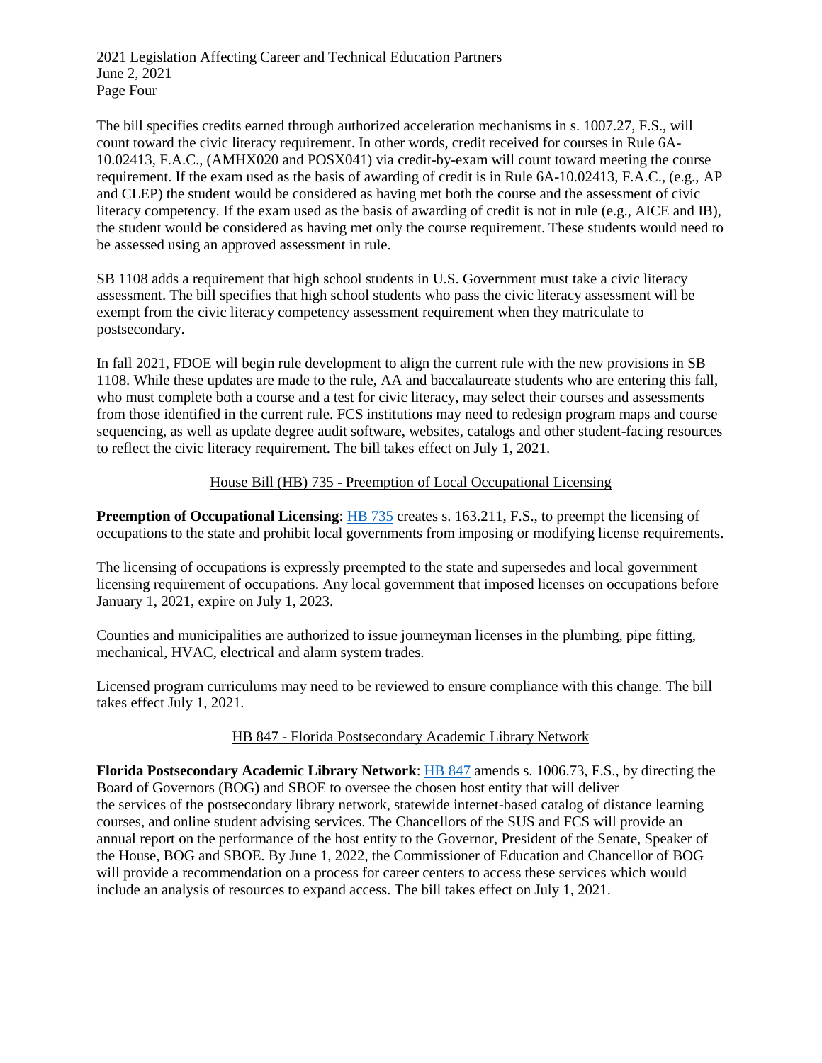The bill specifies credits earned through authorized acceleration mechanisms in s. 1007.27, F.S., will count toward the civic literacy requirement. In other words, credit received for courses in Rule 6A-10.02413, F.A.C., (AMHX020 and POSX041) via credit-by-exam will count toward meeting the course requirement. If the exam used as the basis of awarding of credit is in Rule 6A-10.02413, F.A.C., (e.g., AP and CLEP) the student would be considered as having met both the course and the assessment of civic literacy competency. If the exam used as the basis of awarding of credit is not in rule (e.g., AICE and IB), the student would be considered as having met only the course requirement. These students would need to be assessed using an approved assessment in rule.

SB 1108 adds a requirement that high school students in U.S. Government must take a civic literacy assessment. The bill specifies that high school students who pass the civic literacy assessment will be exempt from the civic literacy competency assessment requirement when they matriculate to postsecondary.

In fall 2021, FDOE will begin rule development to align the current rule with the new provisions in SB 1108. While these updates are made to the rule, AA and baccalaureate students who are entering this fall, who must complete both a course and a test for civic literacy, may select their courses and assessments from those identified in the current rule. FCS institutions may need to redesign program maps and course sequencing, as well as update degree audit software, websites, catalogs and other student-facing resources to reflect the civic literacy requirement. The bill takes effect on July 1, 2021.

## House Bill (HB) 735 - Preemption of Local Occupational Licensing

**Preemption of Occupational Licensing**: HB 735 creates s. 163.211, F.S., to preempt the licensing of occupations to the state and prohibit local governments from imposing or modifying license requirements.

The licensing of occupations is expressly preempted to the state and supersedes and local government licensing requirement of occupations. Any local government that imposed licenses on occupations before January 1, 2021, expire on July 1, 2023.

Counties and municipalities are authorized to issue journeyman licenses in the plumbing, pipe fitting, mechanical, HVAC, electrical and alarm system trades.

Licensed program curriculums may need to be reviewed to ensure compliance with this change. The bill takes effect July 1, 2021.

## HB 847 - Florida Postsecondary Academic Library Network

**Florida Postsecondary Academic Library Network**: HB 847 amends s. 1006.73, F.S., by directing the Board of Governors (BOG) and SBOE to oversee the chosen host entity that will deliver the services of the postsecondary library network, statewide internet-based catalog of distance learning courses, and online student advising services. The Chancellors of the SUS and FCS will provide an annual report on the performance of the host entity to the Governor, President of the Senate, Speaker of the House, BOG and SBOE. By June 1, 2022, the Commissioner of Education and Chancellor of BOG will provide a recommendation on a process for career centers to access these services which would include an analysis of resources to expand access. The bill takes effect on July 1, 2021.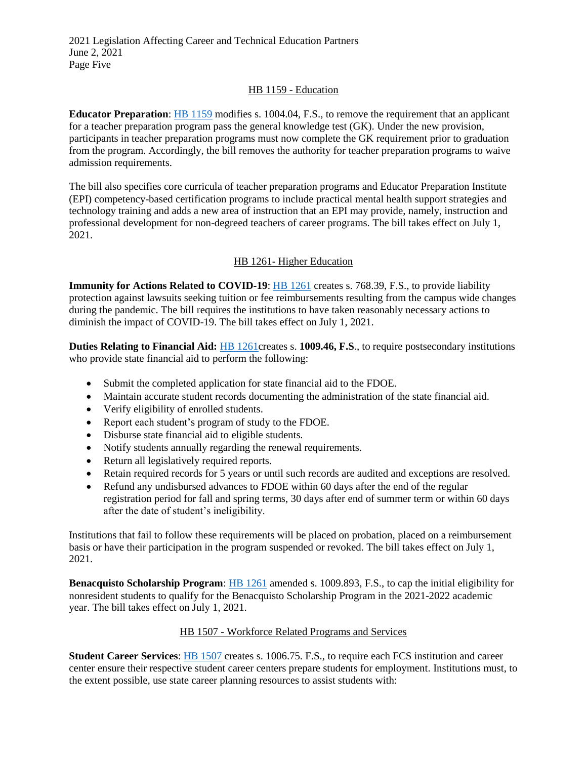## HB 1159 - Education

**Educator Preparation**: HB 1159 modifies s. 1004.04, F.S., to remove the requirement that an applicant for a teacher preparation program pass the general knowledge test (GK). Under the new provision, participants in teacher preparation programs must now complete the GK requirement prior to graduation from the program. Accordingly, the bill removes the authority for teacher preparation programs to waive admission requirements.

The bill also specifies core curricula of teacher preparation programs and Educator Preparation Institute (EPI) competency-based certification programs to include practical mental health support strategies and technology training and adds a new area of instruction that an EPI may provide, namely, instruction and professional development for non-degreed teachers of career programs. The bill takes effect on July 1, 2021.

## HB 1261- Higher Education

**Immunity for Actions Related to COVID-19**: HB 1261 creates s. 768.39, F.S., to provide liability protection against lawsuits seeking tuition or fee reimbursements resulting from the campus wide changes during the pandemic. The bill requires the institutions to have taken reasonably necessary actions to diminish the impact of COVID-19. The bill takes effect on July 1, 2021.

**Duties Relating to Financial Aid:** HB 1261creates s. **1009.46, F.S**., to require postsecondary institutions who provide state financial aid to perform the following:

- Submit the completed application for state financial aid to the FDOE.
- Maintain accurate student records documenting the administration of the state financial aid.
- Verify eligibility of enrolled students.
- Report each student's program of study to the FDOE.
- Disburse state financial aid to eligible students.
- Notify students annually regarding the renewal requirements.
- Return all legislatively required reports.
- Retain required records for 5 years or until such records are audited and exceptions are resolved.
- Refund any undisbursed advances to FDOE within 60 days after the end of the regular registration period for fall and spring terms, 30 days after end of summer term or within 60 days after the date of student's ineligibility.

Institutions that fail to follow these requirements will be placed on probation, placed on a reimbursement basis or have their participation in the program suspended or revoked. The bill takes effect on July 1, 2021.

**Benacquisto Scholarship Program**: HB 1261 amended s. 1009.893, F.S., to cap the initial eligibility for nonresident students to qualify for the Benacquisto Scholarship Program in the 2021-2022 academic year. The bill takes effect on July 1, 2021.

## HB 1507 - Workforce Related Programs and Services

**Student Career Services**: HB 1507 creates s. 1006.75. F.S., to require each FCS institution and career center ensure their respective student career centers prepare students for employment. Institutions must, to the extent possible, use state career planning resources to assist students with: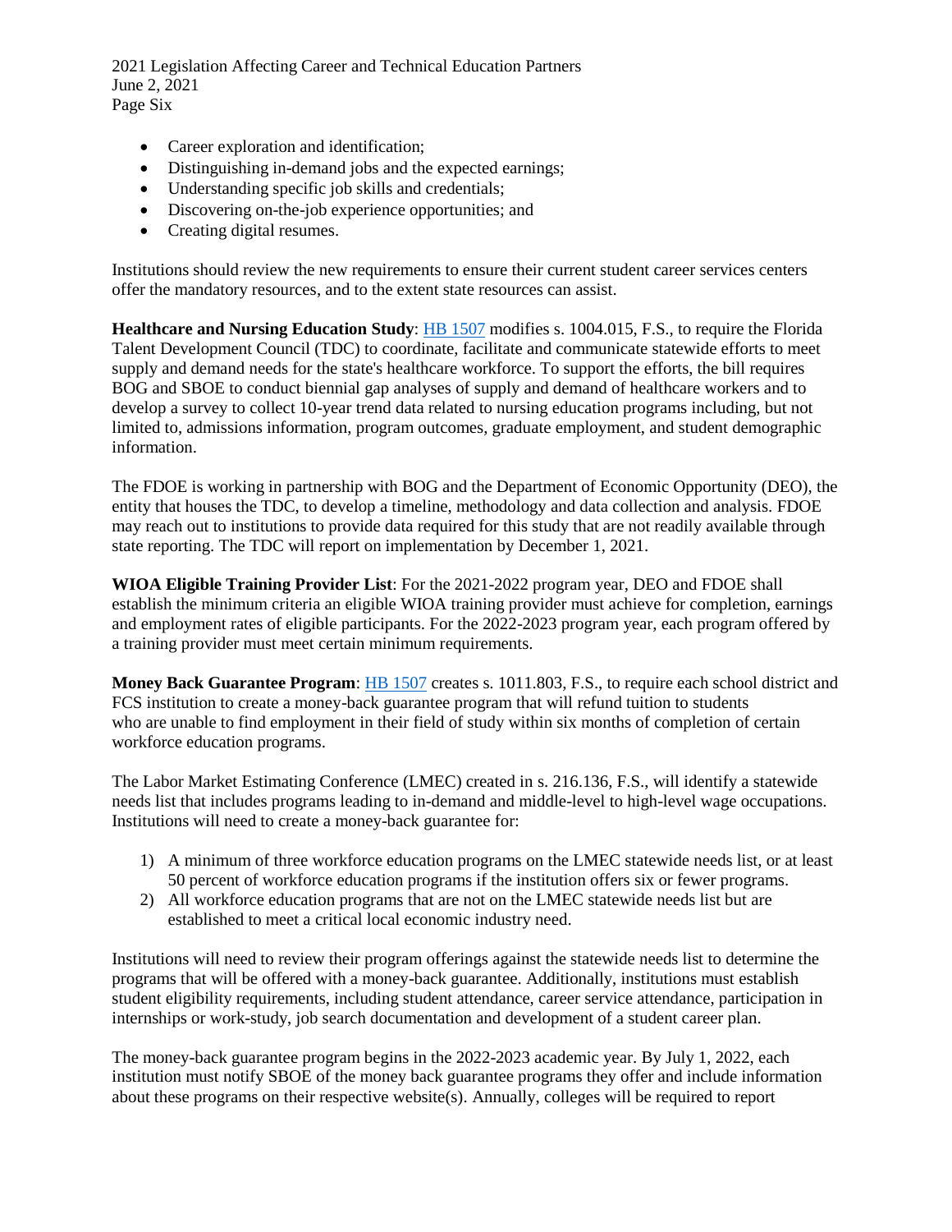- Career exploration and identification;
- Distinguishing in-demand jobs and the expected earnings;
- Understanding specific job skills and credentials;
- Discovering on-the-job experience opportunities; and
- Creating digital resumes.

Institutions should review the new requirements to ensure their current student career services centers offer the mandatory resources, and to the extent state resources can assist.

**Healthcare and Nursing Education Study**: HB 1507 modifies s. 1004.015, F.S., to require the Florida Talent Development Council (TDC) to coordinate, facilitate and communicate statewide efforts to meet supply and demand needs for the state's healthcare workforce. To support the efforts, the bill requires BOG and SBOE to conduct biennial gap analyses of supply and demand of healthcare workers and to develop a survey to collect 10-year trend data related to nursing education programs including, but not limited to, admissions information, program outcomes, graduate employment, and student demographic information.

The FDOE is working in partnership with BOG and the Department of Economic Opportunity (DEO), the entity that houses the TDC, to develop a timeline, methodology and data collection and analysis. FDOE may reach out to institutions to provide data required for this study that are not readily available through state reporting. The TDC will report on implementation by December 1, 2021.

**WIOA Eligible Training Provider List**: For the 2021-2022 program year, DEO and FDOE shall establish the minimum criteria an eligible WIOA training provider must achieve for completion, earnings and employment rates of eligible participants. For the 2022-2023 program year, each program offered by a training provider must meet certain minimum requirements.

**Money Back Guarantee Program**: HB 1507 creates s. 1011.803, F.S., to require each school district and FCS institution to create a money-back guarantee program that will refund tuition to students who are unable to find employment in their field of study within six months of completion of certain workforce education programs.

The Labor Market Estimating Conference (LMEC) created in s. 216.136, F.S., will identify a statewide needs list that includes programs leading to in-demand and middle-level to high-level wage occupations. Institutions will need to create a money-back guarantee for:

1) A minimum of three workforce education programs on the LMEC statewide needs list, or at least 50 percent of workforce education programs if the institution offers six or fewer programs.
2) All workforce education programs that are not on the LMEC statewide needs list but are established to meet a critical local economic industry need.

Institutions will need to review their program offerings against the statewide needs list to determine the programs that will be offered with a money-back guarantee. Additionally, institutions must establish student eligibility requirements, including student attendance, career service attendance, participation in internships or work-study, job search documentation and development of a student career plan.

The money-back guarantee program begins in the 2022-2023 academic year. By July 1, 2022, each institution must notify SBOE of the money back guarantee programs they offer and include information about these programs on their respective website(s). Annually, colleges will be required to report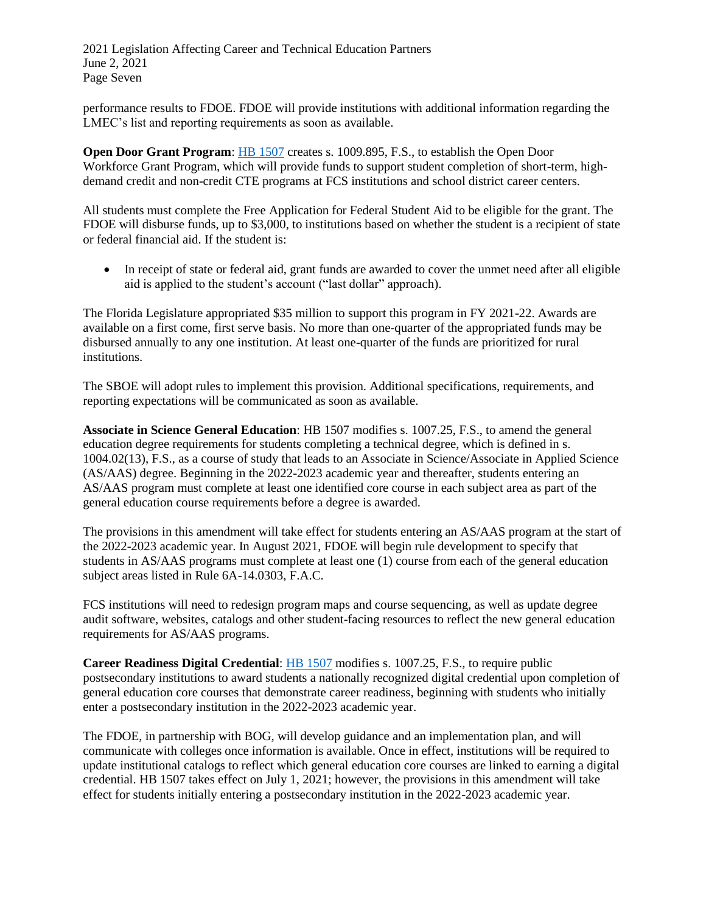performance results to FDOE. FDOE will provide institutions with additional information regarding the LMEC's list and reporting requirements as soon as available.

**Open Door Grant Program**: HB 1507 creates s. 1009.895, F.S., to establish the Open Door Workforce Grant Program, which will provide funds to support student completion of short-term, high-demand credit and non-credit CTE programs at FCS institutions and school district career centers.

All students must complete the Free Application for Federal Student Aid to be eligible for the grant. The FDOE will disburse funds, up to $3,000, to institutions based on whether the student is a recipient of state or federal financial aid. If the student is:

- In receipt of state or federal aid, grant funds are awarded to cover the unmet need after all eligible aid is applied to the student's account ("last dollar" approach).

The Florida Legislature appropriated $35 million to support this program in FY 2021-22. Awards are available on a first come, first serve basis. No more than one-quarter of the appropriated funds may be disbursed annually to any one institution. At least one-quarter of the funds are prioritized for rural institutions.

The SBOE will adopt rules to implement this provision. Additional specifications, requirements, and reporting expectations will be communicated as soon as available.

**Associate in Science General Education**: HB 1507 modifies s. 1007.25, F.S., to amend the general education degree requirements for students completing a technical degree, which is defined in s. 1004.02(13), F.S., as a course of study that leads to an Associate in Science/Associate in Applied Science (AS/AAS) degree. Beginning in the 2022-2023 academic year and thereafter, students entering an AS/AAS program must complete at least one identified core course in each subject area as part of the general education course requirements before a degree is awarded.

The provisions in this amendment will take effect for students entering an AS/AAS program at the start of the 2022-2023 academic year. In August 2021, FDOE will begin rule development to specify that students in AS/AAS programs must complete at least one (1) course from each of the general education subject areas listed in Rule 6A-14.0303, F.A.C.

FCS institutions will need to redesign program maps and course sequencing, as well as update degree audit software, websites, catalogs and other student-facing resources to reflect the new general education requirements for AS/AAS programs.

**Career Readiness Digital Credential**: HB 1507 modifies s. 1007.25, F.S., to require public postsecondary institutions to award students a nationally recognized digital credential upon completion of general education core courses that demonstrate career readiness, beginning with students who initially enter a postsecondary institution in the 2022-2023 academic year.

The FDOE, in partnership with BOG, will develop guidance and an implementation plan, and will communicate with colleges once information is available. Once in effect, institutions will be required to update institutional catalogs to reflect which general education core courses are linked to earning a digital credential. HB 1507 takes effect on July 1, 2021; however, the provisions in this amendment will take effect for students initially entering a postsecondary institution in the 2022-2023 academic year.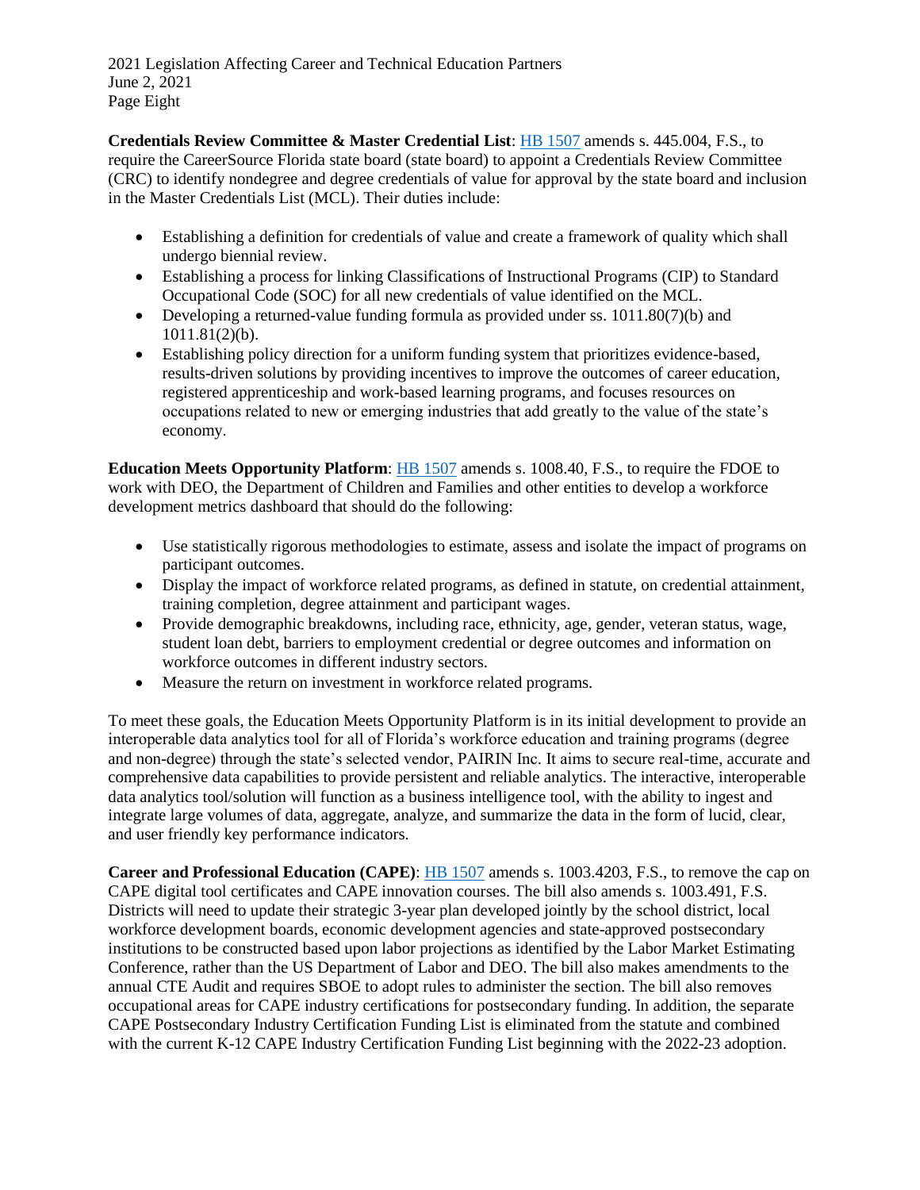**Credentials Review Committee & Master Credential List**: [HB 1507](#) amends s. 445.004, F.S., to require the CareerSource Florida state board (state board) to appoint a Credentials Review Committee (CRC) to identify nondegree and degree credentials of value for approval by the state board and inclusion in the Master Credentials List (MCL). Their duties include:

- Establishing a definition for credentials of value and create a framework of quality which shall undergo biennial review.
- Establishing a process for linking Classifications of Instructional Programs (CIP) to Standard Occupational Code (SOC) for all new credentials of value identified on the MCL.
- Developing a returned-value funding formula as provided under ss. 1011.80(7)(b) and 1011.81(2)(b).
- Establishing policy direction for a uniform funding system that prioritizes evidence-based, results-driven solutions by providing incentives to improve the outcomes of career education, registered apprenticeship and work-based learning programs, and focuses resources on occupations related to new or emerging industries that add greatly to the value of the state's economy.

**Education Meets Opportunity Platform**: [HB 1507](#) amends s. 1008.40, F.S., to require the FDOE to work with DEO, the Department of Children and Families and other entities to develop a workforce development metrics dashboard that should do the following:

- Use statistically rigorous methodologies to estimate, assess and isolate the impact of programs on participant outcomes.
- Display the impact of workforce related programs, as defined in statute, on credential attainment, training completion, degree attainment and participant wages.
- Provide demographic breakdowns, including race, ethnicity, age, gender, veteran status, wage, student loan debt, barriers to employment credential or degree outcomes and information on workforce outcomes in different industry sectors.
- Measure the return on investment in workforce related programs.

To meet these goals, the Education Meets Opportunity Platform is in its initial development to provide an interoperable data analytics tool for all of Florida's workforce education and training programs (degree and non-degree) through the state's selected vendor, PAIRIN Inc. It aims to secure real-time, accurate and comprehensive data capabilities to provide persistent and reliable analytics. The interactive, interoperable data analytics tool/solution will function as a business intelligence tool, with the ability to ingest and integrate large volumes of data, aggregate, analyze, and summarize the data in the form of lucid, clear, and user friendly key performance indicators.

**Career and Professional Education (CAPE)**: [HB 1507](#) amends s. 1003.4203, F.S., to remove the cap on CAPE digital tool certificates and CAPE innovation courses. The bill also amends s. 1003.491, F.S. Districts will need to update their strategic 3-year plan developed jointly by the school district, local workforce development boards, economic development agencies and state-approved postsecondary institutions to be constructed based upon labor projections as identified by the Labor Market Estimating Conference, rather than the US Department of Labor and DEO. The bill also makes amendments to the annual CTE Audit and requires SBOE to adopt rules to administer the section. The bill also removes occupational areas for CAPE industry certifications for postsecondary funding. In addition, the separate CAPE Postsecondary Industry Certification Funding List is eliminated from the statute and combined with the current K-12 CAPE Industry Certification Funding List beginning with the 2022-23 adoption.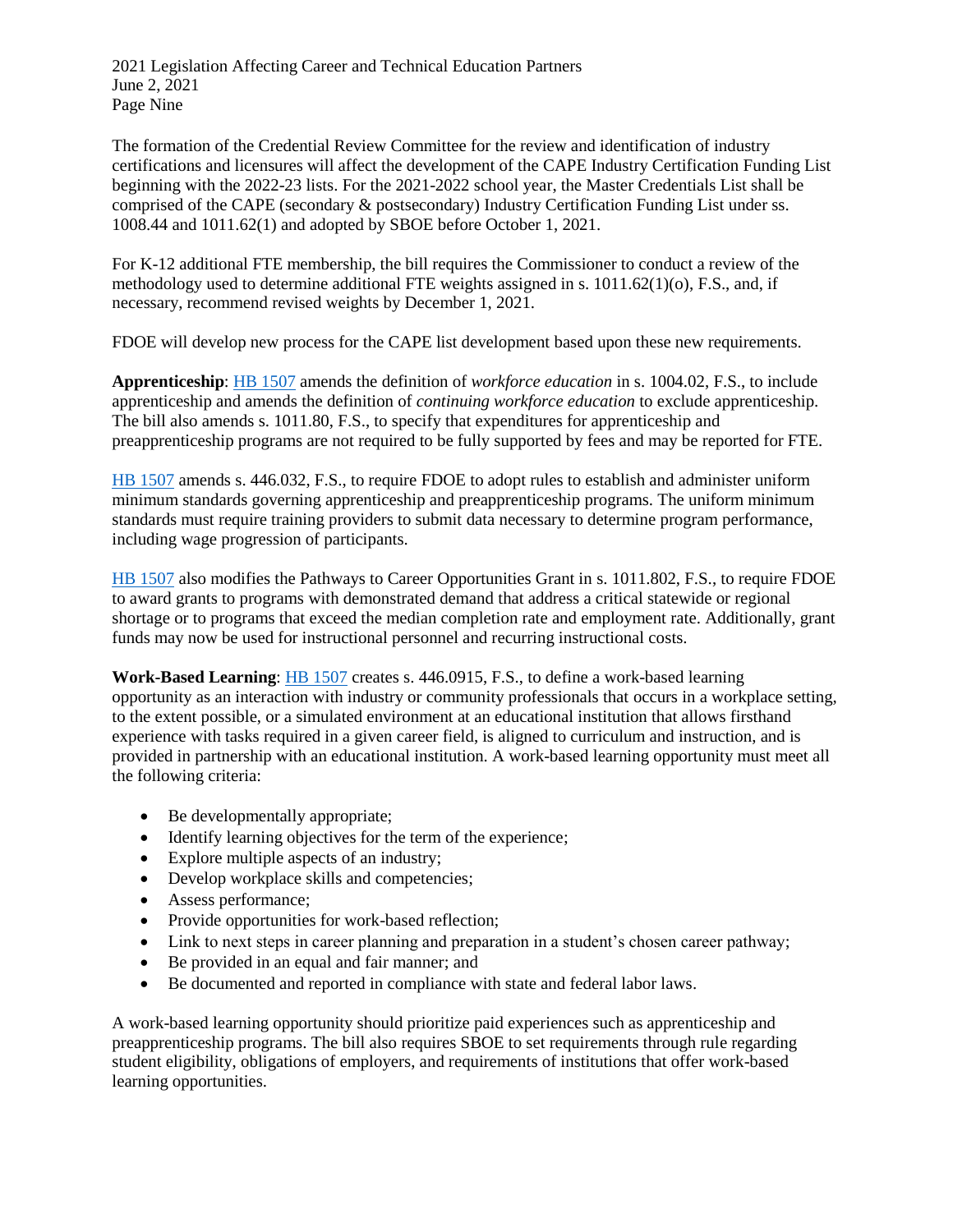The formation of the Credential Review Committee for the review and identification of industry certifications and licensures will affect the development of the CAPE Industry Certification Funding List beginning with the 2022-23 lists. For the 2021-2022 school year, the Master Credentials List shall be comprised of the CAPE (secondary & postsecondary) Industry Certification Funding List under ss. 1008.44 and 1011.62(1) and adopted by SBOE before October 1, 2021.

For K-12 additional FTE membership, the bill requires the Commissioner to conduct a review of the methodology used to determine additional FTE weights assigned in s. 1011.62(1)(o), F.S., and, if necessary, recommend revised weights by December 1, 2021.

FDOE will develop new process for the CAPE list development based upon these new requirements.

**Apprenticeship**: HB 1507 amends the definition of *workforce education* in s. 1004.02, F.S., to include apprenticeship and amends the definition of *continuing workforce education* to exclude apprenticeship. The bill also amends s. 1011.80, F.S., to specify that expenditures for apprenticeship and preapprenticeship programs are not required to be fully supported by fees and may be reported for FTE.

HB 1507 amends s. 446.032, F.S., to require FDOE to adopt rules to establish and administer uniform minimum standards governing apprenticeship and preapprenticeship programs. The uniform minimum standards must require training providers to submit data necessary to determine program performance, including wage progression of participants.

HB 1507 also modifies the Pathways to Career Opportunities Grant in s. 1011.802, F.S., to require FDOE to award grants to programs with demonstrated demand that address a critical statewide or regional shortage or to programs that exceed the median completion rate and employment rate. Additionally, grant funds may now be used for instructional personnel and recurring instructional costs.

**Work-Based Learning**: HB 1507 creates s. 446.0915, F.S., to define a work-based learning opportunity as an interaction with industry or community professionals that occurs in a workplace setting, to the extent possible, or a simulated environment at an educational institution that allows firsthand experience with tasks required in a given career field, is aligned to curriculum and instruction, and is provided in partnership with an educational institution. A work-based learning opportunity must meet all the following criteria:

- Be developmentally appropriate;
- Identify learning objectives for the term of the experience;
- Explore multiple aspects of an industry;
- Develop workplace skills and competencies;
- Assess performance;
- Provide opportunities for work-based reflection;
- Link to next steps in career planning and preparation in a student's chosen career pathway;
- Be provided in an equal and fair manner; and
- Be documented and reported in compliance with state and federal labor laws.

A work-based learning opportunity should prioritize paid experiences such as apprenticeship and preapprenticeship programs. The bill also requires SBOE to set requirements through rule regarding student eligibility, obligations of employers, and requirements of institutions that offer work-based learning opportunities.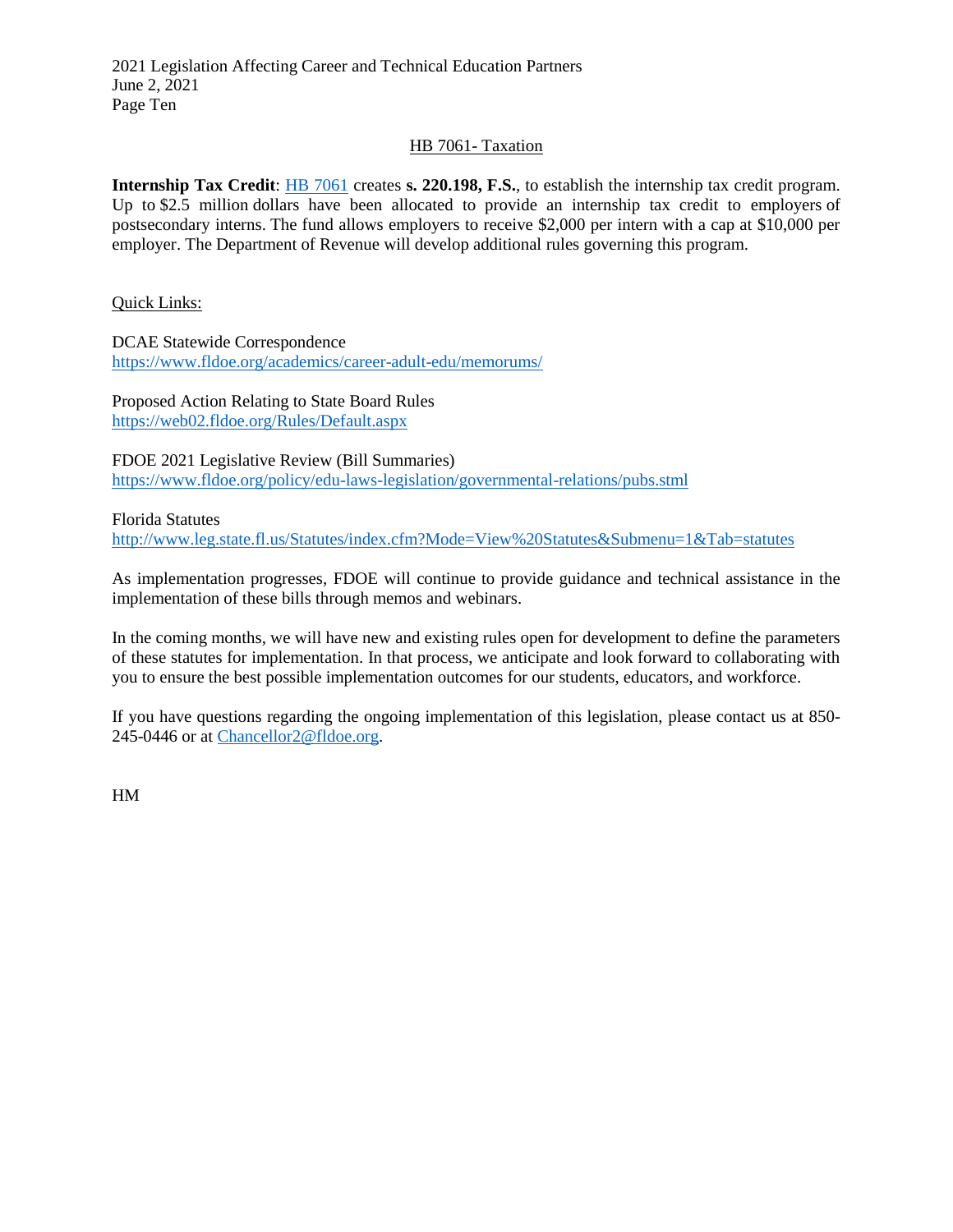## HB 7061- Taxation

**Internship Tax Credit**: [HB 7061](HB 7061) creates **s. 220.198, F.S.**, to establish the internship tax credit program. Up to $2.5 million dollars have been allocated to provide an internship tax credit to employers of postsecondary interns. The fund allows employers to receive $2,000 per intern with a cap at $10,000 per employer. The Department of Revenue will develop additional rules governing this program.

Quick Links:

DCAE Statewide Correspondence
https://www.fldoe.org/academics/career-adult-edu/memorums/

Proposed Action Relating to State Board Rules
https://web02.fldoe.org/Rules/Default.aspx

FDOE 2021 Legislative Review (Bill Summaries)
https://www.fldoe.org/policy/edu-laws-legislation/governmental-relations/pubs.stml

Florida Statutes
http://www.leg.state.fl.us/Statutes/index.cfm?Mode=View%20Statutes&Submenu=1&Tab=statutes

As implementation progresses, FDOE will continue to provide guidance and technical assistance in the implementation of these bills through memos and webinars.

In the coming months, we will have new and existing rules open for development to define the parameters of these statutes for implementation. In that process, we anticipate and look forward to collaborating with you to ensure the best possible implementation outcomes for our students, educators, and workforce.

If you have questions regarding the ongoing implementation of this legislation, please contact us at 850-245-0446 or at Chancellor2@fldoe.org.

HM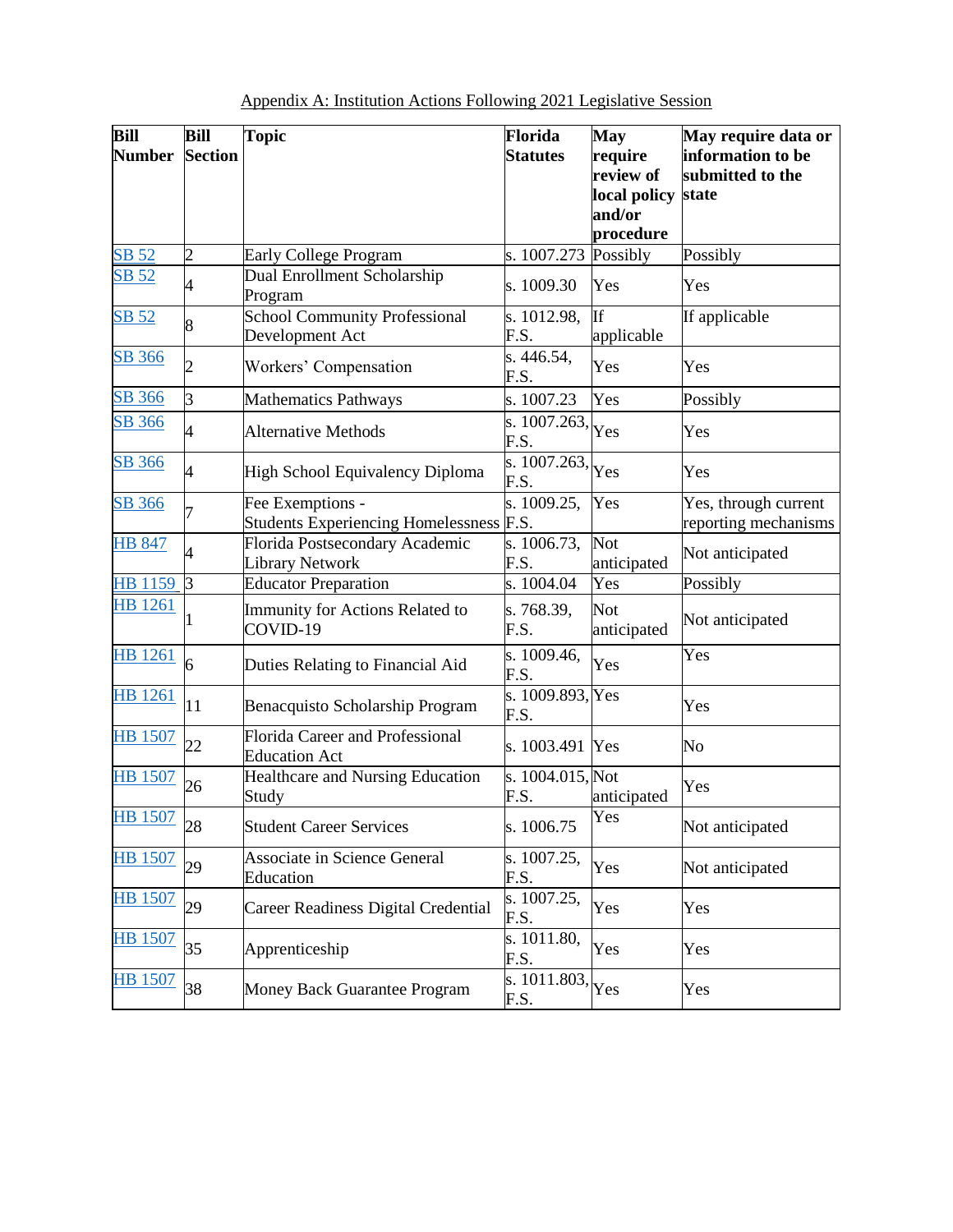Appendix A: Institution Actions Following 2021 Legislative Session

| Bill Number | Bill Section | Topic | Florida Statutes | May require review of local policy and/or procedure | May require data or information to be submitted to the state |
|---|---|---|---|---|---|
| SB 52 | 2 | Early College Program | s. 1007.273 | Possibly | Possibly |
| SB 52 | 4 | Dual Enrollment Scholarship Program | s. 1009.30 | Yes | Yes |
| SB 52 | 8 | School Community Professional Development Act | s. 1012.98, F.S. | If applicable | If applicable |
| SB 366 | 2 | Workers' Compensation | s. 446.54, F.S. | Yes | Yes |
| SB 366 | 3 | Mathematics Pathways | s. 1007.23 | Yes | Possibly |
| SB 366 | 4 | Alternative Methods | s. 1007.263, F.S. | Yes | Yes |
| SB 366 | 4 | High School Equivalency Diploma | s. 1007.263, F.S. | Yes | Yes |
| SB 366 | 7 | Fee Exemptions - Students Experiencing Homelessness | s. 1009.25, F.S. | Yes | Yes, through current reporting mechanisms |
| HB 847 | 4 | Florida Postsecondary Academic Library Network | s. 1006.73, F.S. | Not anticipated | Not anticipated |
| HB 1159 | 3 | Educator Preparation | s. 1004.04 | Yes | Possibly |
| HB 1261 | 1 | Immunity for Actions Related to COVID-19 | s. 768.39, F.S. | Not anticipated | Not anticipated |
| HB 1261 | 6 | Duties Relating to Financial Aid | s. 1009.46, F.S. | Yes | Yes |
| HB 1261 | 11 | Benacquisto Scholarship Program | s. 1009.893, F.S. | Yes | Yes |
| HB 1507 | 22 | Florida Career and Professional Education Act | s. 1003.491 | Yes | No |
| HB 1507 | 26 | Healthcare and Nursing Education Study | s. 1004.015, F.S. | Not anticipated | Yes |
| HB 1507 | 28 | Student Career Services | s. 1006.75 | Yes | Not anticipated |
| HB 1507 | 29 | Associate in Science General Education | s. 1007.25, F.S. | Yes | Not anticipated |
| HB 1507 | 29 | Career Readiness Digital Credential | s. 1007.25, F.S. | Yes | Yes |
| HB 1507 | 35 | Apprenticeship | s. 1011.80, F.S. | Yes | Yes |
| HB 1507 | 38 | Money Back Guarantee Program | s. 1011.803, F.S. | Yes | Yes |